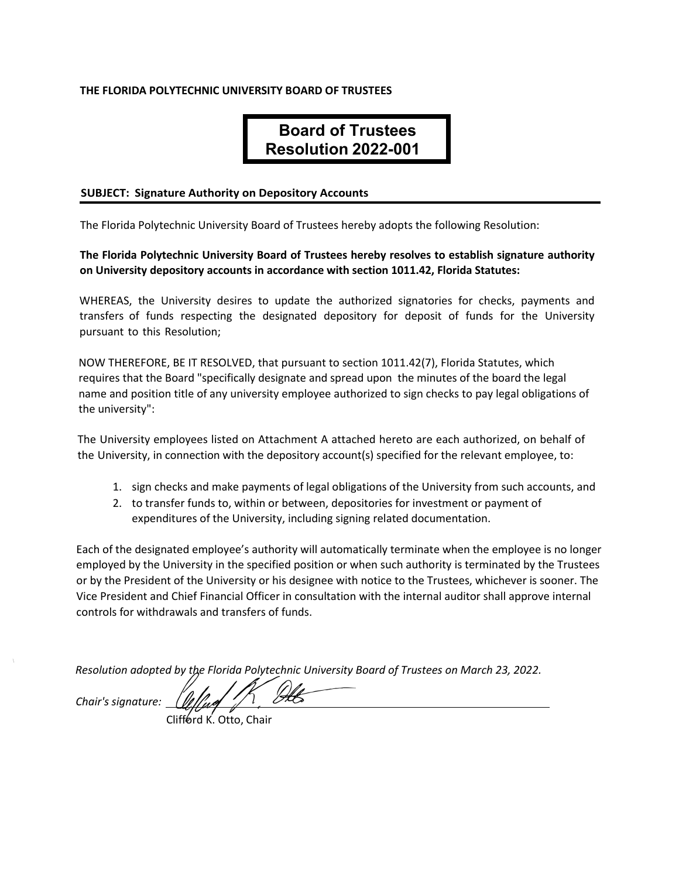**THE FLORIDA POLYTECHNIC UNIVERSITY BOARD OF TRUSTEES**

# Board of Trustees Resolution 2022-001

**SUBJECT: Signature Authority on Depository Accounts**

The Florida Polytechnic University Board of Trustees hereby adopts the following Resolution:

**The Florida Polytechnic University Board of Trustees hereby resolves to establish signature authority on University depository accounts in accordance with section 1011.42, Florida Statutes:**

WHEREAS, the University desires to update the authorized signatories for checks, payments and transfers of funds respecting the designated depository for deposit of funds for the University pursuant to this Resolution;

NOW THEREFORE, BE IT RESOLVED, that pursuant to section 1011.42(7), Florida Statutes, which requires that the Board "specifically designate and spread upon the minutes of the board the legal name and position title of any university employee authorized to sign checks to pay legal obligations of the university":

The University employees listed on Attachment A attached hereto are each authorized, on behalf of the University, in connection with the depository account(s) specified for the relevant employee, to:

1. sign checks and make payments of legal obligations of the University from such accounts, and
2. to transfer funds to, within or between, depositories for investment or payment of expenditures of the University, including signing related documentation.

Each of the designated employee's authority will automatically terminate when the employee is no longer employed by the University in the specified position or when such authority is terminated by the Trustees or by the President of the University or his designee with notice to the Trustees, whichever is sooner. The Vice President and Chief Financial Officer in consultation with the internal auditor shall approve internal controls for withdrawals and transfers of funds.

*Resolution adopted by the Florida Polytechnic University Board of Trustees on March 23, 2022.*

*Chair's signature:* ______________________

Clifford K. Otto, Chair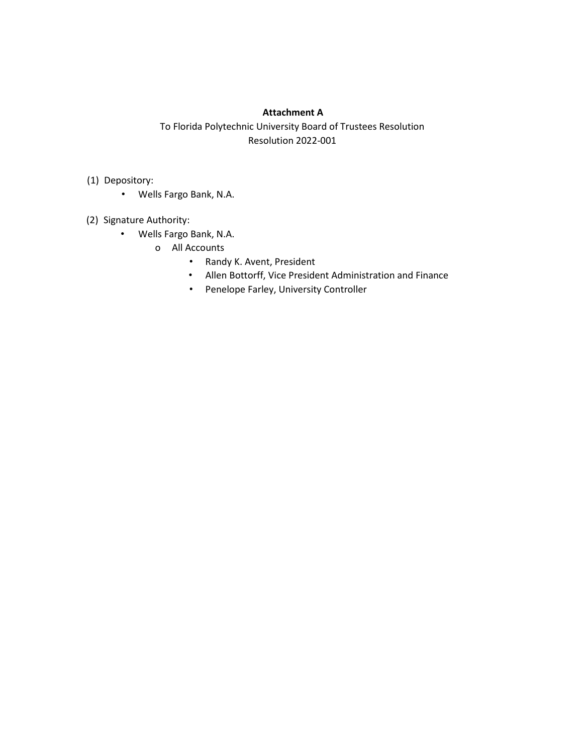**Attachment A**

To Florida Polytechnic University Board of Trustees Resolution
Resolution 2022-001

(1) Depository:

- Wells Fargo Bank, N.A.

(2) Signature Authority:

- Wells Fargo Bank, N.A.
    - All Accounts
        - Randy K. Avent, President
        - Allen Bottorff, Vice President Administration and Finance
        - Penelope Farley, University Controller